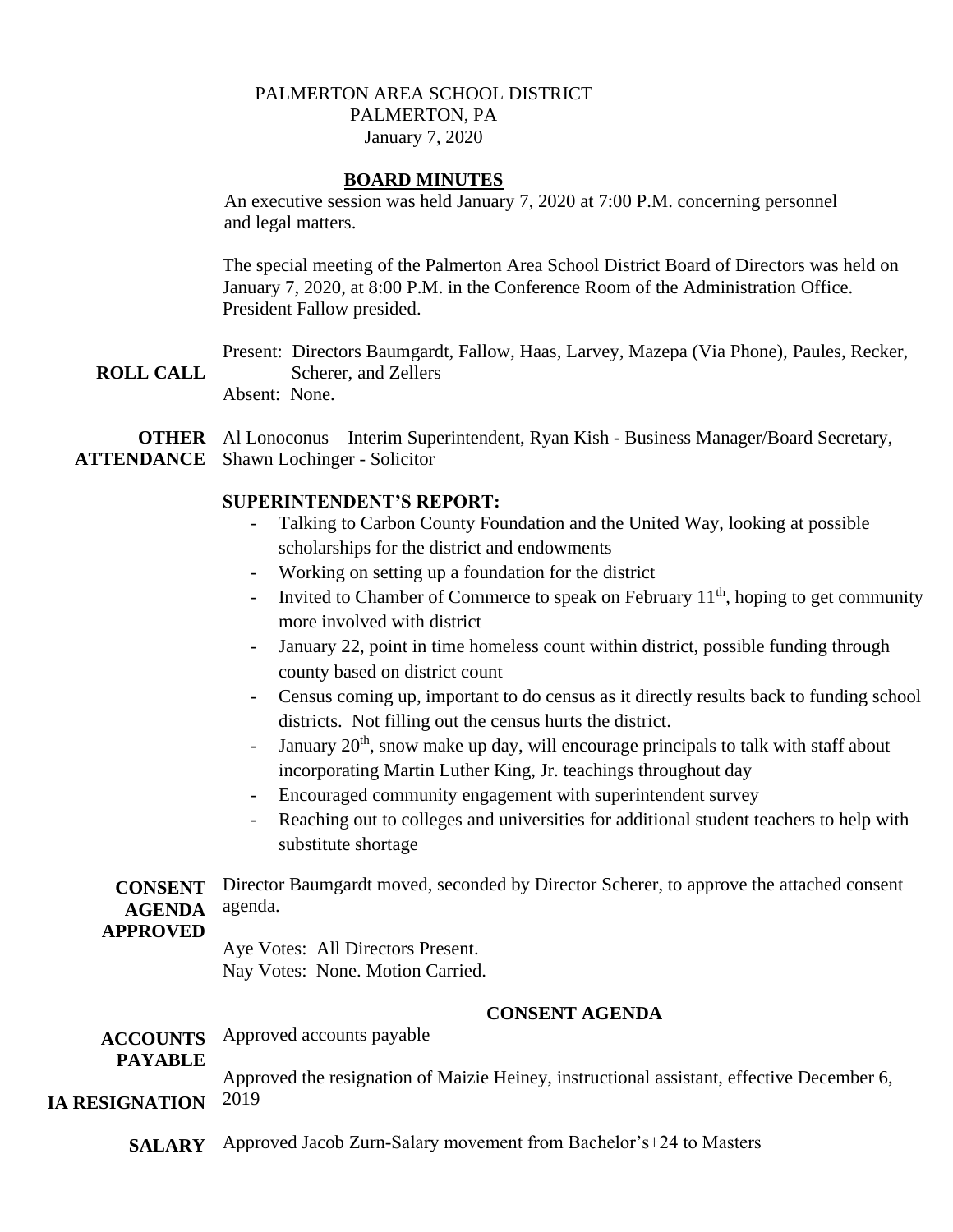PALMERTON AREA SCHOOL DISTRICT
PALMERTON, PA
January 7, 2020

## BOARD MINUTES

An executive session was held January 7, 2020 at 7:00 P.M. concerning personnel and legal matters.

The special meeting of the Palmerton Area School District Board of Directors was held on January 7, 2020, at 8:00 P.M. in the Conference Room of the Administration Office. President Fallow presided.

**ROLL CALL**

Present: Directors Baumgardt, Fallow, Haas, Larvey, Mazepa (Via Phone), Paules, Recker, Scherer, and Zellers
Absent: None.

**OTHER ATTENDANCE**

Al Lonoconus – Interim Superintendent, Ryan Kish - Business Manager/Board Secretary, Shawn Lochinger - Solicitor

### SUPERINTENDENT'S REPORT:

- Talking to Carbon County Foundation and the United Way, looking at possible scholarships for the district and endowments
- Working on setting up a foundation for the district
- Invited to Chamber of Commerce to speak on February 11th, hoping to get community more involved with district
- January 22, point in time homeless count within district, possible funding through county based on district count
- Census coming up, important to do census as it directly results back to funding school districts. Not filling out the census hurts the district.
- January 20th, snow make up day, will encourage principals to talk with staff about incorporating Martin Luther King, Jr. teachings throughout day
- Encouraged community engagement with superintendent survey
- Reaching out to colleges and universities for additional student teachers to help with substitute shortage

**CONSENT AGENDA APPROVED**

Director Baumgardt moved, seconded by Director Scherer, to approve the attached consent agenda.

Aye Votes: All Directors Present.
Nay Votes: None. Motion Carried.

### CONSENT AGENDA

**ACCOUNTS PAYABLE**

Approved accounts payable

**IA RESIGNATION**

Approved the resignation of Maizie Heiney, instructional assistant, effective December 6, 2019

**SALARY**

Approved Jacob Zurn-Salary movement from Bachelor's+24 to Masters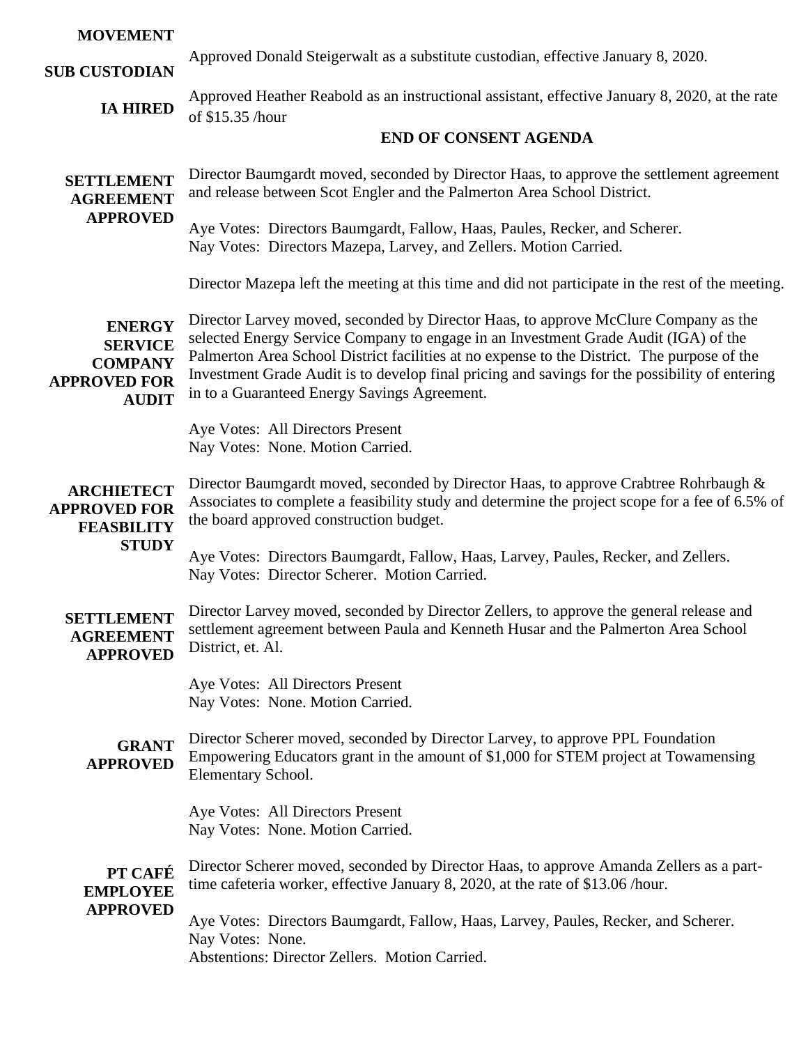**MOVEMENT**

**SUB CUSTODIAN** Approved Donald Steigerwalt as a substitute custodian, effective January 8, 2020.

**IA HIRED** Approved Heather Reabold as an instructional assistant, effective January 8, 2020, at the rate of $15.35 /hour

**END OF CONSENT AGENDA**

**SETTLEMENT AGREEMENT APPROVED**

Director Baumgardt moved, seconded by Director Haas, to approve the settlement agreement and release between Scot Engler and the Palmerton Area School District.

Aye Votes: Directors Baumgardt, Fallow, Haas, Paules, Recker, and Scherer.
Nay Votes: Directors Mazepa, Larvey, and Zellers. Motion Carried.

Director Mazepa left the meeting at this time and did not participate in the rest of the meeting.

**ENERGY SERVICE COMPANY APPROVED FOR AUDIT**

Director Larvey moved, seconded by Director Haas, to approve McClure Company as the selected Energy Service Company to engage in an Investment Grade Audit (IGA) of the Palmerton Area School District facilities at no expense to the District. The purpose of the Investment Grade Audit is to develop final pricing and savings for the possibility of entering in to a Guaranteed Energy Savings Agreement.

Aye Votes: All Directors Present
Nay Votes: None. Motion Carried.

**ARCHIETECT APPROVED FOR FEASBILITY STUDY**

Director Baumgardt moved, seconded by Director Haas, to approve Crabtree Rohrbaugh & Associates to complete a feasibility study and determine the project scope for a fee of 6.5% of the board approved construction budget.

Aye Votes: Directors Baumgardt, Fallow, Haas, Larvey, Paules, Recker, and Zellers.
Nay Votes: Director Scherer. Motion Carried.

**SETTLEMENT AGREEMENT APPROVED**

Director Larvey moved, seconded by Director Zellers, to approve the general release and settlement agreement between Paula and Kenneth Husar and the Palmerton Area School District, et. Al.

Aye Votes: All Directors Present
Nay Votes: None. Motion Carried.

**GRANT APPROVED**

Director Scherer moved, seconded by Director Larvey, to approve PPL Foundation Empowering Educators grant in the amount of $1,000 for STEM project at Towamensing Elementary School.

Aye Votes: All Directors Present
Nay Votes: None. Motion Carried.

**PT CAFÉ EMPLOYEE APPROVED**

Director Scherer moved, seconded by Director Haas, to approve Amanda Zellers as a part-time cafeteria worker, effective January 8, 2020, at the rate of $13.06 /hour.

Aye Votes: Directors Baumgardt, Fallow, Haas, Larvey, Paules, Recker, and Scherer.
Nay Votes: None.
Abstentions: Director Zellers. Motion Carried.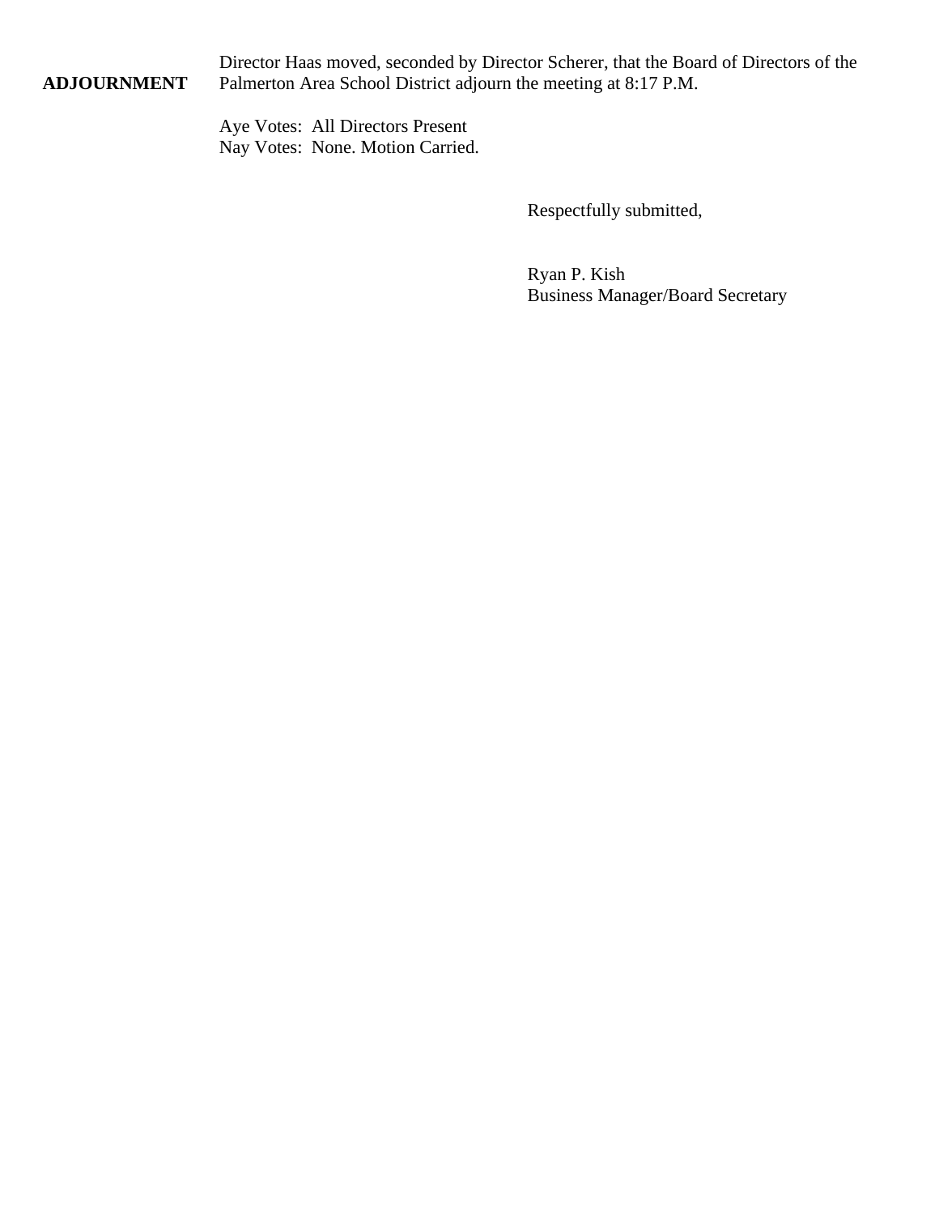**ADJOURNMENT**

Director Haas moved, seconded by Director Scherer, that the Board of Directors of the Palmerton Area School District adjourn the meeting at 8:17 P.M.

Aye Votes: All Directors Present
Nay Votes: None. Motion Carried.

Respectfully submitted,

Ryan P. Kish
Business Manager/Board Secretary